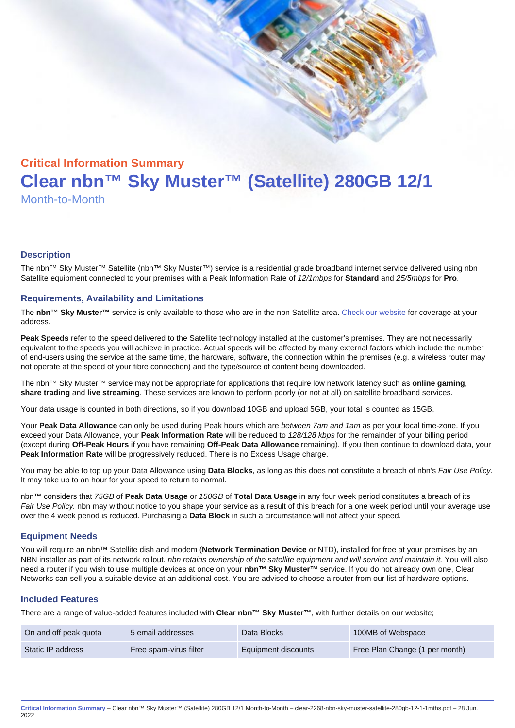## Critical Information Summary

# Clear nbn™ Sky Muster™ (Satellite) 280GB 12/1

Month-to-Month

### Description

The nbn™ Sky Muster™ Satellite (nbn™ Sky Muster™) service is a residential grade broadband internet service delivered using nbn Satellite equipment connected to your premises with a Peak Information Rate of *12/1mbps* for **Standard** and *25/5mbps* for **Pro**.

### Requirements, Availability and Limitations

The **nbn™ Sky Muster™** service is only available to those who are in the nbn Satellite area. Check our website for coverage at your address.

**Peak Speeds** refer to the speed delivered to the Satellite technology installed at the customer's premises. They are not necessarily equivalent to the speeds you will achieve in practice. Actual speeds will be affected by many external factors which include the number of end-users using the service at the same time, the hardware, software, the connection within the premises (e.g. a wireless router may not operate at the speed of your fibre connection) and the type/source of content being downloaded.

The nbn™ Sky Muster™ service may not be appropriate for applications that require low network latency such as **online gaming**, **share trading** and **live streaming**. These services are known to perform poorly (or not at all) on satellite broadband services.

Your data usage is counted in both directions, so if you download 10GB and upload 5GB, your total is counted as 15GB.

Your **Peak Data Allowance** can only be used during Peak hours which are *between 7am and 1am* as per your local time-zone. If you exceed your Data Allowance, your **Peak Information Rate** will be reduced to *128/128 kbps* for the remainder of your billing period (except during **Off-Peak Hours** if you have remaining **Off-Peak Data Allowance** remaining). If you then continue to download data, your **Peak Information Rate** will be progressively reduced. There is no Excess Usage charge.

You may be able to top up your Data Allowance using **Data Blocks**, as long as this does not constitute a breach of nbn's *Fair Use Policy*. It may take up to an hour for your speed to return to normal.

nbn™ considers that *75GB* of **Peak Data Usage** or *150GB* of **Total Data Usage** in any four week period constitutes a breach of its *Fair Use Policy.* nbn may without notice to you shape your service as a result of this breach for a one week period until your average use over the 4 week period is reduced. Purchasing a **Data Block** in such a circumstance will not affect your speed.

### Equipment Needs

You will require an nbn™ Satellite dish and modem (**Network Termination Device** or NTD), installed for free at your premises by an NBN installer as part of its network rollout. *nbn retains ownership of the satellite equipment and will service and maintain it.* You will also need a router if you wish to use multiple devices at once on your **nbn™ Sky Muster™** service. If you do not already own one, Clear Networks can sell you a suitable device at an additional cost. You are advised to choose a router from our list of hardware options.

### Included Features

There are a range of value-added features included with **Clear nbn™ Sky Muster™**, with further details on our website;

| | | | |
|---|---|---|---|
| On and off peak quota | 5 email addresses | Data Blocks | 100MB of Webspace |
| Static IP address | Free spam-virus filter | Equipment discounts | Free Plan Change (1 per month) |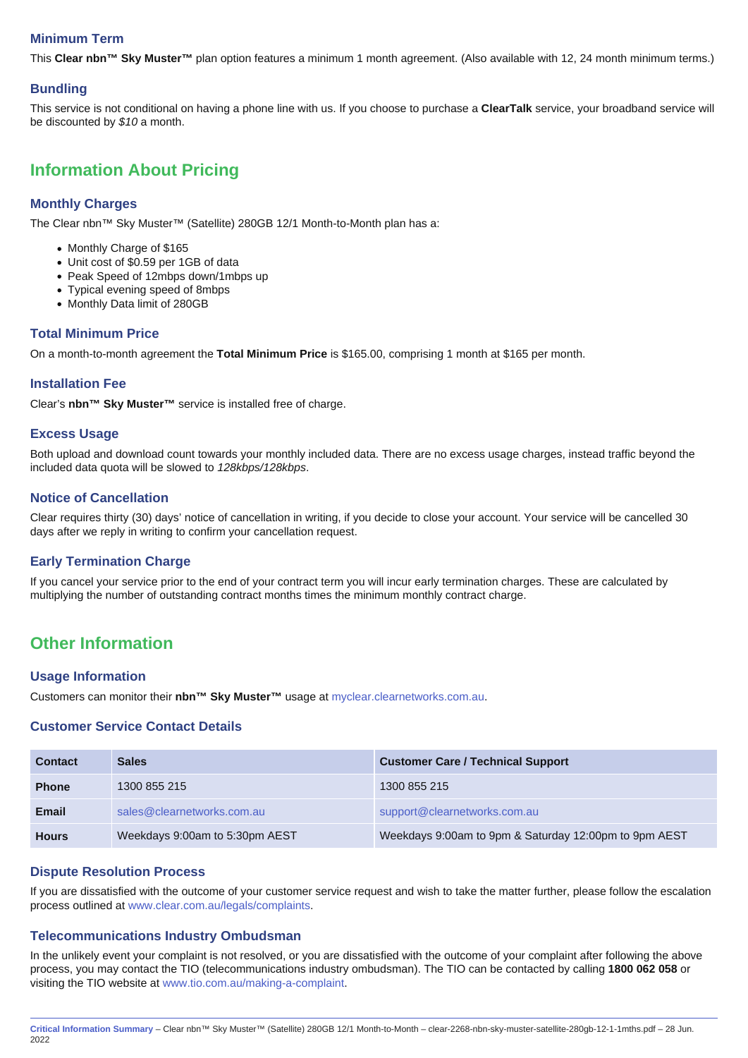### Minimum Term

This **Clear nbn™ Sky Muster™** plan option features a minimum 1 month agreement. (Also available with 12, 24 month minimum terms.)

### Bundling

This service is not conditional on having a phone line with us. If you choose to purchase a **ClearTalk** service, your broadband service will be discounted by *$10* a month.

## Information About Pricing

### Monthly Charges

The Clear nbn™ Sky Muster™ (Satellite) 280GB 12/1 Month-to-Month plan has a:

- Monthly Charge of $165
- Unit cost of $0.59 per 1GB of data
- Peak Speed of 12mbps down/1mbps up
- Typical evening speed of 8mbps
- Monthly Data limit of 280GB

### Total Minimum Price

On a month-to-month agreement the **Total Minimum Price** is $165.00, comprising 1 month at $165 per month.

### Installation Fee

Clear's **nbn™ Sky Muster™** service is installed free of charge.

### Excess Usage

Both upload and download count towards your monthly included data. There are no excess usage charges, instead traffic beyond the included data quota will be slowed to *128kbps/128kbps*.

### Notice of Cancellation

Clear requires thirty (30) days' notice of cancellation in writing, if you decide to close your account. Your service will be cancelled 30 days after we reply in writing to confirm your cancellation request.

### Early Termination Charge

If you cancel your service prior to the end of your contract term you will incur early termination charges. These are calculated by multiplying the number of outstanding contract months times the minimum monthly contract charge.

## Other Information

### Usage Information

Customers can monitor their **nbn™ Sky Muster™** usage at myclear.clearnetworks.com.au.

### Customer Service Contact Details

| Contact | Sales | Customer Care / Technical Support |
|---|---|---|
| **Phone** | 1300 855 215 | 1300 855 215 |
| **Email** | sales@clearnetworks.com.au | support@clearnetworks.com.au |
| **Hours** | Weekdays 9:00am to 5:30pm AEST | Weekdays 9:00am to 9pm & Saturday 12:00pm to 9pm AEST |

### Dispute Resolution Process

If you are dissatisfied with the outcome of your customer service request and wish to take the matter further, please follow the escalation process outlined at www.clear.com.au/legals/complaints.

### Telecommunications Industry Ombudsman

In the unlikely event your complaint is not resolved, or you are dissatisfied with the outcome of your complaint after following the above process, you may contact the TIO (telecommunications industry ombudsman). The TIO can be contacted by calling **1800 062 058** or visiting the TIO website at www.tio.com.au/making-a-complaint.